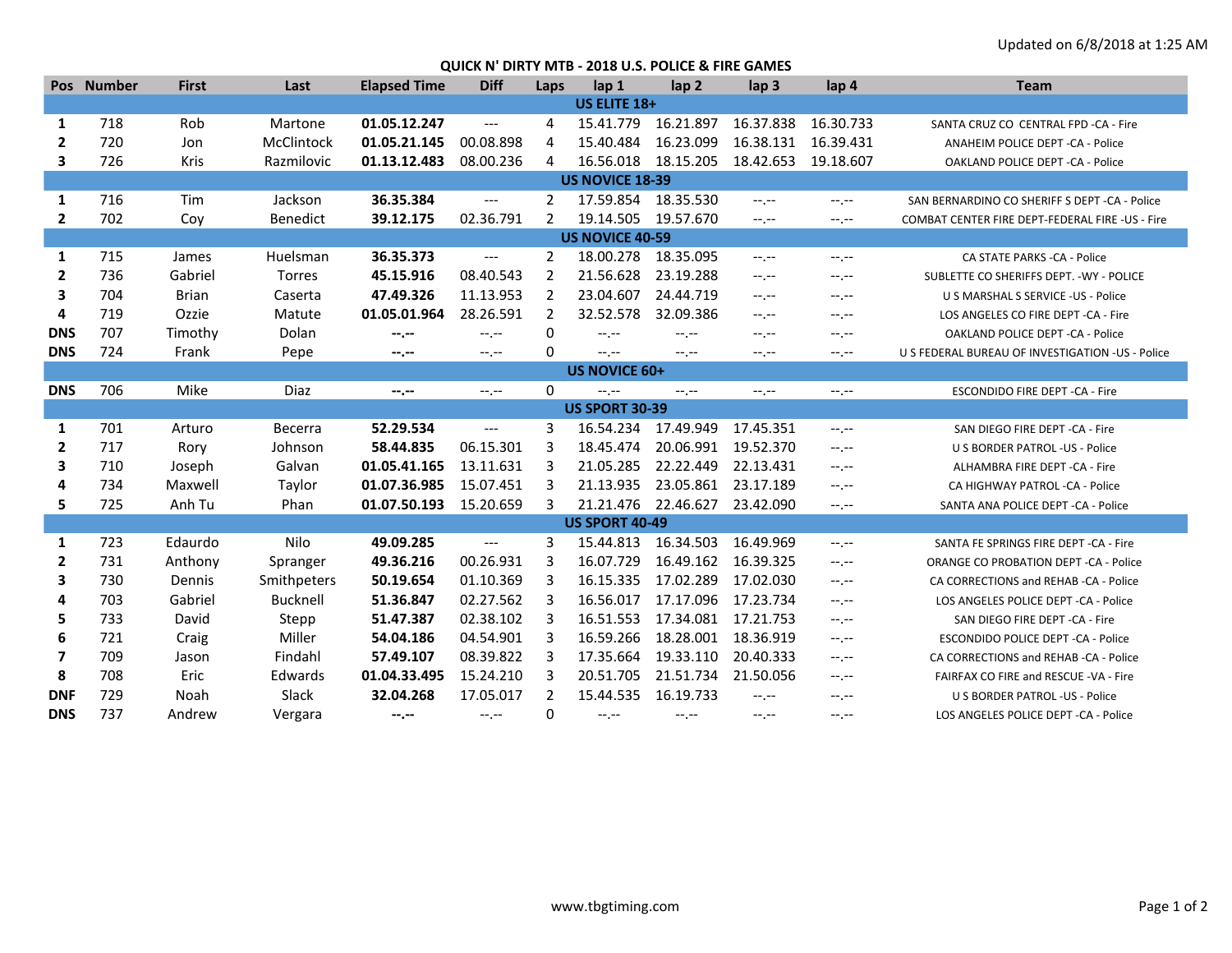Updated on 6/8/2018 at 1:25 AM

## QUICK N' DIRTY MTB - 2018 U.S. POLICE & FIRE GAMES

| Pos | Number | First | Last | Elapsed Time | Diff | Laps | lap 1 | lap 2 | lap 3 | lap 4 | Team |
|---|---|---|---|---|---|---|---|---|---|---|---|
| | | | | | | **US ELITE 18+** | | | | | |
| **1** | 718 | Rob | Martone | **01.05.12.247** | --- | 4 | 15.41.779 | 16.21.897 | 16.37.838 | 16.30.733 | SANTA CRUZ CO CENTRAL FPD -CA - Fire |
| **2** | 720 | Jon | McClintock | **01.05.21.145** | 00.08.898 | 4 | 15.40.484 | 16.23.099 | 16.38.131 | 16.39.431 | ANAHEIM POLICE DEPT -CA - Police |
| **3** | 726 | Kris | Razmilovic | **01.13.12.483** | 08.00.236 | 4 | 16.56.018 | 18.15.205 | 18.42.653 | 19.18.607 | OAKLAND POLICE DEPT -CA - Police |
| | | | | | | **US NOVICE 18-39** | | | | | |
| **1** | 716 | Tim | Jackson | **36.35.384** | --- | 2 | 17.59.854 | 18.35.530 | --.-- | --.-- | SAN BERNARDINO CO SHERIFF S DEPT -CA - Police |
| **2** | 702 | Coy | Benedict | **39.12.175** | 02.36.791 | 2 | 19.14.505 | 19.57.670 | --.-- | --.-- | COMBAT CENTER FIRE DEPT-FEDERAL FIRE -US - Fire |
| | | | | | | **US NOVICE 40-59** | | | | | |
| **1** | 715 | James | Huelsman | **36.35.373** | --- | 2 | 18.00.278 | 18.35.095 | --.-- | --.-- | CA STATE PARKS -CA - Police |
| **2** | 736 | Gabriel | Torres | **45.15.916** | 08.40.543 | 2 | 21.56.628 | 23.19.288 | --.-- | --.-- | SUBLETTE CO SHERIFFS DEPT. -WY - POLICE |
| **3** | 704 | Brian | Caserta | **47.49.326** | 11.13.953 | 2 | 23.04.607 | 24.44.719 | --.-- | --.-- | U S MARSHAL S SERVICE -US - Police |
| **4** | 719 | Ozzie | Matute | **01.05.01.964** | 28.26.591 | 2 | 32.52.578 | 32.09.386 | --.-- | --.-- | LOS ANGELES CO FIRE DEPT -CA - Fire |
| **DNS** | 707 | Timothy | Dolan | **--.--** | --.-- | 0 | --.-- | --.-- | --.-- | --.-- | OAKLAND POLICE DEPT -CA - Police |
| **DNS** | 724 | Frank | Pepe | **--.--** | --.-- | 0 | --.-- | --.-- | --.-- | --.-- | U S FEDERAL BUREAU OF INVESTIGATION -US - Police |
| | | | | | | **US NOVICE 60+** | | | | | |
| **DNS** | 706 | Mike | Diaz | **--.--** | --.-- | 0 | --.-- | --.-- | --.-- | --.-- | ESCONDIDO FIRE DEPT -CA - Fire |
| | | | | | | **US SPORT 30-39** | | | | | |
| **1** | 701 | Arturo | Becerra | **52.29.534** | --- | 3 | 16.54.234 | 17.49.949 | 17.45.351 | --.-- | SAN DIEGO FIRE DEPT -CA - Fire |
| **2** | 717 | Rory | Johnson | **58.44.835** | 06.15.301 | 3 | 18.45.474 | 20.06.991 | 19.52.370 | --.-- | U S BORDER PATROL -US - Police |
| **3** | 710 | Joseph | Galvan | **01.05.41.165** | 13.11.631 | 3 | 21.05.285 | 22.22.449 | 22.13.431 | --.-- | ALHAMBRA FIRE DEPT -CA - Fire |
| **4** | 734 | Maxwell | Taylor | **01.07.36.985** | 15.07.451 | 3 | 21.13.935 | 23.05.861 | 23.17.189 | --.-- | CA HIGHWAY PATROL -CA - Police |
| **5** | 725 | Anh Tu | Phan | **01.07.50.193** | 15.20.659 | 3 | 21.21.476 | 22.46.627 | 23.42.090 | --.-- | SANTA ANA POLICE DEPT -CA - Police |
| | | | | | | **US SPORT 40-49** | | | | | |
| **1** | 723 | Edaurdo | Nilo | **49.09.285** | --- | 3 | 15.44.813 | 16.34.503 | 16.49.969 | --.-- | SANTA FE SPRINGS FIRE DEPT -CA - Fire |
| **2** | 731 | Anthony | Spranger | **49.36.216** | 00.26.931 | 3 | 16.07.729 | 16.49.162 | 16.39.325 | --.-- | ORANGE CO PROBATION DEPT -CA - Police |
| **3** | 730 | Dennis | Smithpeters | **50.19.654** | 01.10.369 | 3 | 16.15.335 | 17.02.289 | 17.02.030 | --.-- | CA CORRECTIONS and REHAB -CA - Police |
| **4** | 703 | Gabriel | Bucknell | **51.36.847** | 02.27.562 | 3 | 16.56.017 | 17.17.096 | 17.23.734 | --.-- | LOS ANGELES POLICE DEPT -CA - Police |
| **5** | 733 | David | Stepp | **51.47.387** | 02.38.102 | 3 | 16.51.553 | 17.34.081 | 17.21.753 | --.-- | SAN DIEGO FIRE DEPT -CA - Fire |
| **6** | 721 | Craig | Miller | **54.04.186** | 04.54.901 | 3 | 16.59.266 | 18.28.001 | 18.36.919 | --.-- | ESCONDIDO POLICE DEPT -CA - Police |
| **7** | 709 | Jason | Findahl | **57.49.107** | 08.39.822 | 3 | 17.35.664 | 19.33.110 | 20.40.333 | --.-- | CA CORRECTIONS and REHAB -CA - Police |
| **8** | 708 | Eric | Edwards | **01.04.33.495** | 15.24.210 | 3 | 20.51.705 | 21.51.734 | 21.50.056 | --.-- | FAIRFAX CO FIRE and RESCUE -VA - Fire |
| **DNF** | 729 | Noah | Slack | **32.04.268** | 17.05.017 | 2 | 15.44.535 | 16.19.733 | --.-- | --.-- | U S BORDER PATROL -US - Police |
| **DNS** | 737 | Andrew | Vergara | **--.--** | --.-- | 0 | --.-- | --.-- | --.-- | --.-- | LOS ANGELES POLICE DEPT -CA - Police |

www.tbgtiming.com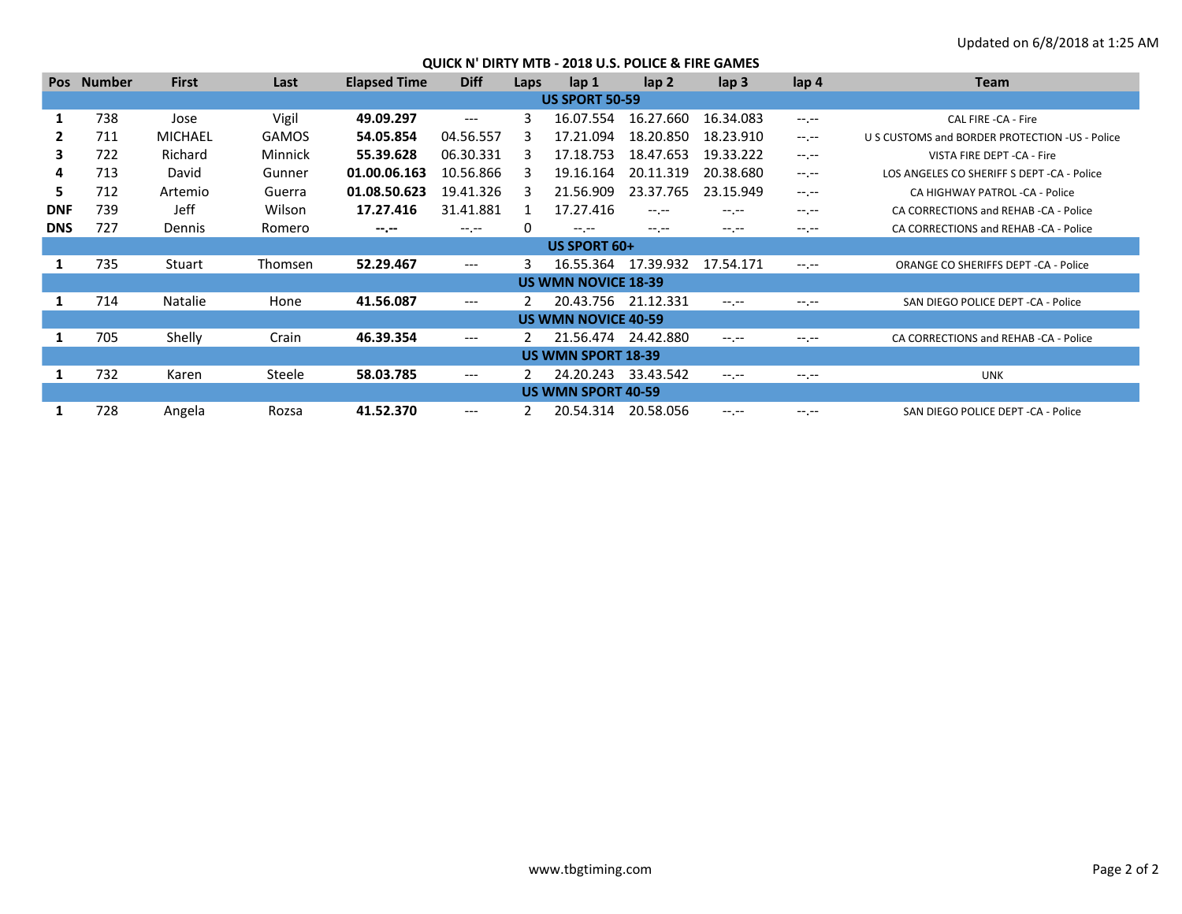Updated on 6/8/2018 at 1:25 AM

**QUICK N' DIRTY MTB - 2018 U.S. POLICE & FIRE GAMES**

| Pos | Number | First | Last | Elapsed Time | Diff | Laps | lap 1 | lap 2 | lap 3 | lap 4 | Team |
|---|---|---|---|---|---|---|---|---|---|---|---|
| | | | | **US SPORT 50-59** | | | | | | | |
| **1** | 738 | Jose | Vigil | **49.09.297** | --- | 3 | 16.07.554 | 16.27.660 | 16.34.083 | --.-- | CAL FIRE -CA - Fire |
| **2** | 711 | MICHAEL | GAMOS | **54.05.854** | 04.56.557 | 3 | 17.21.094 | 18.20.850 | 18.23.910 | --.-- | U S CUSTOMS and BORDER PROTECTION -US - Police |
| **3** | 722 | Richard | Minnick | **55.39.628** | 06.30.331 | 3 | 17.18.753 | 18.47.653 | 19.33.222 | --.-- | VISTA FIRE DEPT -CA - Fire |
| **4** | 713 | David | Gunner | **01.00.06.163** | 10.56.866 | 3 | 19.16.164 | 20.11.319 | 20.38.680 | --.-- | LOS ANGELES CO SHERIFF S DEPT -CA - Police |
| **5** | 712 | Artemio | Guerra | **01.08.50.623** | 19.41.326 | 3 | 21.56.909 | 23.37.765 | 23.15.949 | --.-- | CA HIGHWAY PATROL -CA - Police |
| **DNF** | 739 | Jeff | Wilson | **17.27.416** | 31.41.881 | 1 | 17.27.416 | --.-- | --.-- | --.-- | CA CORRECTIONS and REHAB -CA - Police |
| **DNS** | 727 | Dennis | Romero | **--.--** | --.-- | 0 | --.-- | --.-- | --.-- | --.-- | CA CORRECTIONS and REHAB -CA - Police |
| | | | | **US SPORT 60+** | | | | | | | |
| **1** | 735 | Stuart | Thomsen | **52.29.467** | --- | 3 | 16.55.364 | 17.39.932 | 17.54.171 | --.-- | ORANGE CO SHERIFFS DEPT -CA - Police |
| | | | | **US WMN NOVICE 18-39** | | | | | | | |
| **1** | 714 | Natalie | Hone | **41.56.087** | --- | 2 | 20.43.756 | 21.12.331 | --.-- | --.-- | SAN DIEGO POLICE DEPT -CA - Police |
| | | | | **US WMN NOVICE 40-59** | | | | | | | |
| **1** | 705 | Shelly | Crain | **46.39.354** | --- | 2 | 21.56.474 | 24.42.880 | --.-- | --.-- | CA CORRECTIONS and REHAB -CA - Police |
| | | | | **US WMN SPORT 18-39** | | | | | | | |
| **1** | 732 | Karen | Steele | **58.03.785** | --- | 2 | 24.20.243 | 33.43.542 | --.-- | --.-- | UNK |
| | | | | **US WMN SPORT 40-59** | | | | | | | |
| **1** | 728 | Angela | Rozsa | **41.52.370** | --- | 2 | 20.54.314 | 20.58.056 | --.-- | --.-- | SAN DIEGO POLICE DEPT -CA - Police |

www.tbgtiming.com